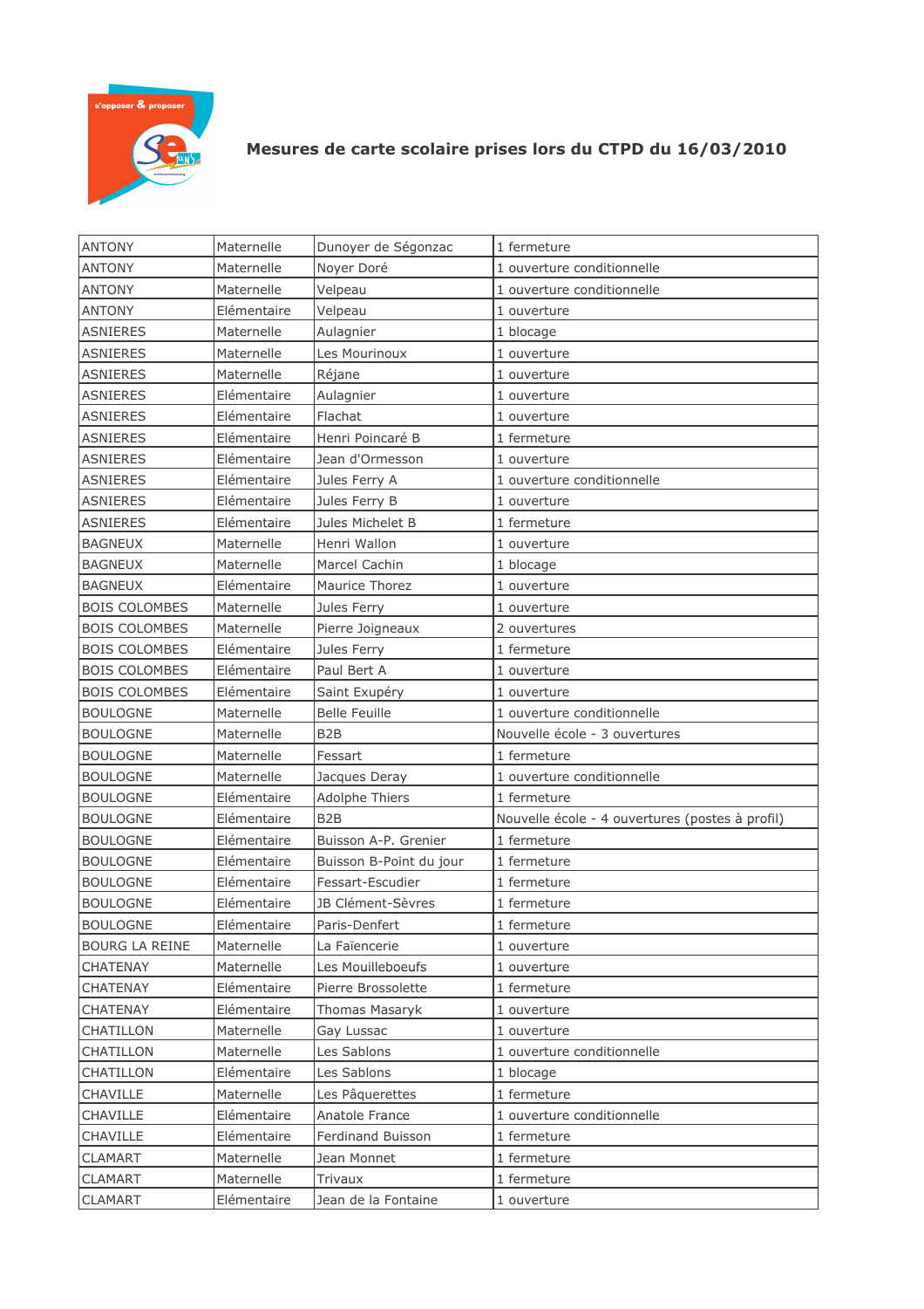# Mesures de carte scolaire prises lors du CTPD du 16/03/2010

| | | | |
|---|---|---|---|
| ANTONY | Maternelle | Dunoyer de Ségonzac | 1 fermeture |
| ANTONY | Maternelle | Noyer Doré | 1 ouverture conditionnelle |
| ANTONY | Maternelle | Velpeau | 1 ouverture conditionnelle |
| ANTONY | Elémentaire | Velpeau | 1 ouverture |
| ASNIERES | Maternelle | Aulagnier | 1 blocage |
| ASNIERES | Maternelle | Les Mourinoux | 1 ouverture |
| ASNIERES | Maternelle | Réjane | 1 ouverture |
| ASNIERES | Elémentaire | Aulagnier | 1 ouverture |
| ASNIERES | Elémentaire | Flachat | 1 ouverture |
| ASNIERES | Elémentaire | Henri Poincaré B | 1 fermeture |
| ASNIERES | Elémentaire | Jean d'Ormesson | 1 ouverture |
| ASNIERES | Elémentaire | Jules Ferry A | 1 ouverture conditionnelle |
| ASNIERES | Elémentaire | Jules Ferry B | 1 ouverture |
| ASNIERES | Elémentaire | Jules Michelet B | 1 fermeture |
| BAGNEUX | Maternelle | Henri Wallon | 1 ouverture |
| BAGNEUX | Maternelle | Marcel Cachin | 1 blocage |
| BAGNEUX | Elémentaire | Maurice Thorez | 1 ouverture |
| BOIS COLOMBES | Maternelle | Jules Ferry | 1 ouverture |
| BOIS COLOMBES | Maternelle | Pierre Joigneaux | 2 ouvertures |
| BOIS COLOMBES | Elémentaire | Jules Ferry | 1 fermeture |
| BOIS COLOMBES | Elémentaire | Paul Bert A | 1 ouverture |
| BOIS COLOMBES | Elémentaire | Saint Exupéry | 1 ouverture |
| BOULOGNE | Maternelle | Belle Feuille | 1 ouverture conditionnelle |
| BOULOGNE | Maternelle | B2B | Nouvelle école - 3 ouvertures |
| BOULOGNE | Maternelle | Fessart | 1 fermeture |
| BOULOGNE | Maternelle | Jacques Deray | 1 ouverture conditionnelle |
| BOULOGNE | Elémentaire | Adolphe Thiers | 1 fermeture |
| BOULOGNE | Elémentaire | B2B | Nouvelle école - 4 ouvertures (postes à profil) |
| BOULOGNE | Elémentaire | Buisson A-P. Grenier | 1 fermeture |
| BOULOGNE | Elémentaire | Buisson B-Point du jour | 1 fermeture |
| BOULOGNE | Elémentaire | Fessart-Escudier | 1 fermeture |
| BOULOGNE | Elémentaire | JB Clément-Sèvres | 1 fermeture |
| BOULOGNE | Elémentaire | Paris-Denfert | 1 fermeture |
| BOURG LA REINE | Maternelle | La Faïencerie | 1 ouverture |
| CHATENAY | Maternelle | Les Mouilleboeufs | 1 ouverture |
| CHATENAY | Elémentaire | Pierre Brossolette | 1 fermeture |
| CHATENAY | Elémentaire | Thomas Masaryk | 1 ouverture |
| CHATILLON | Maternelle | Gay Lussac | 1 ouverture |
| CHATILLON | Maternelle | Les Sablons | 1 ouverture conditionnelle |
| CHATILLON | Elémentaire | Les Sablons | 1 blocage |
| CHAVILLE | Maternelle | Les Pâquerettes | 1 fermeture |
| CHAVILLE | Elémentaire | Anatole France | 1 ouverture conditionnelle |
| CHAVILLE | Elémentaire | Ferdinand Buisson | 1 fermeture |
| CLAMART | Maternelle | Jean Monnet | 1 fermeture |
| CLAMART | Maternelle | Trivaux | 1 fermeture |
| CLAMART | Elémentaire | Jean de la Fontaine | 1 ouverture |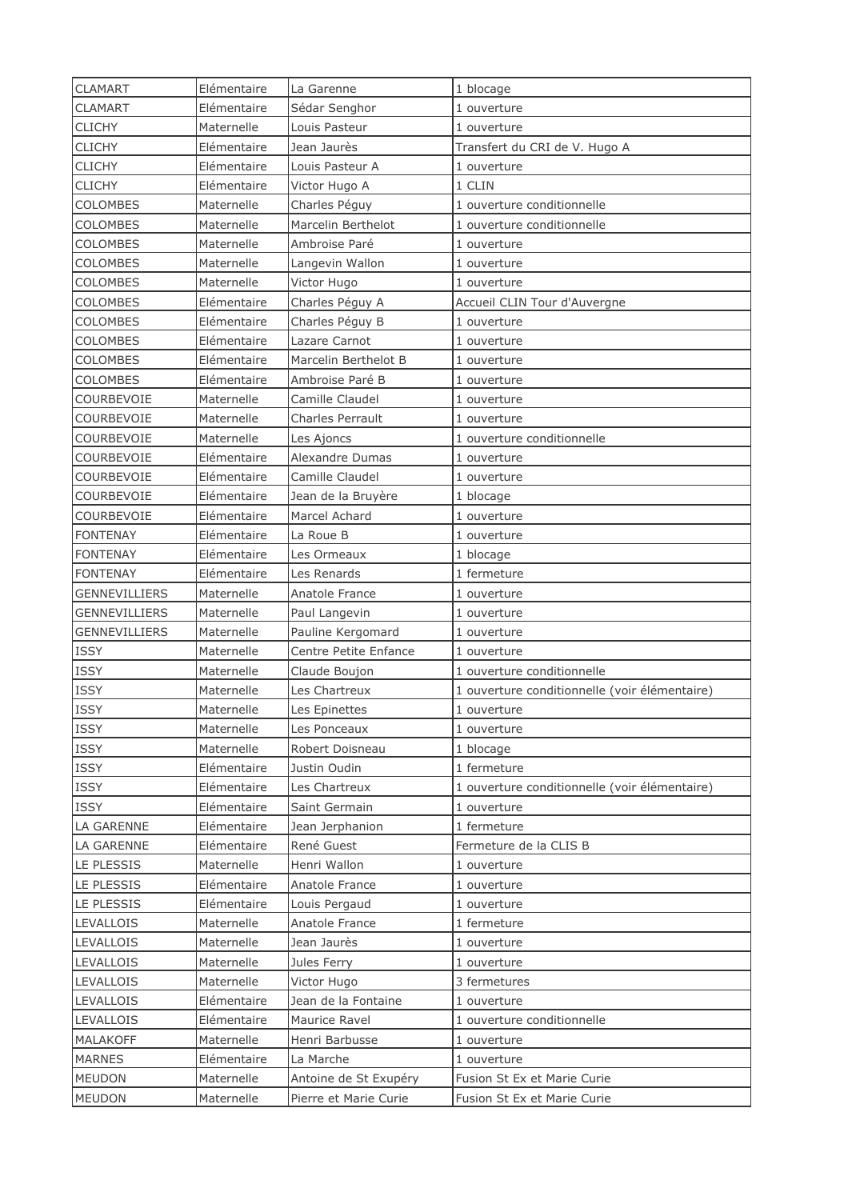| CLAMART | Elémentaire | La Garenne | 1 blocage |
|---|---|---|---|
| CLAMART | Elémentaire | Sédar Senghor | 1 ouverture |
| CLICHY | Maternelle | Louis Pasteur | 1 ouverture |
| CLICHY | Elémentaire | Jean Jaurès | Transfert du CRI de V. Hugo A |
| CLICHY | Elémentaire | Louis Pasteur A | 1 ouverture |
| CLICHY | Elémentaire | Victor Hugo A | 1 CLIN |
| COLOMBES | Maternelle | Charles Péguy | 1 ouverture conditionnelle |
| COLOMBES | Maternelle | Marcelin Berthelot | 1 ouverture conditionnelle |
| COLOMBES | Maternelle | Ambroise Paré | 1 ouverture |
| COLOMBES | Maternelle | Langevin Wallon | 1 ouverture |
| COLOMBES | Maternelle | Victor Hugo | 1 ouverture |
| COLOMBES | Elémentaire | Charles Péguy A | Accueil CLIN Tour d'Auvergne |
| COLOMBES | Elémentaire | Charles Péguy B | 1 ouverture |
| COLOMBES | Elémentaire | Lazare Carnot | 1 ouverture |
| COLOMBES | Elémentaire | Marcelin Berthelot B | 1 ouverture |
| COLOMBES | Elémentaire | Ambroise Paré B | 1 ouverture |
| COURBEVOIE | Maternelle | Camille Claudel | 1 ouverture |
| COURBEVOIE | Maternelle | Charles Perrault | 1 ouverture |
| COURBEVOIE | Maternelle | Les Ajoncs | 1 ouverture conditionnelle |
| COURBEVOIE | Elémentaire | Alexandre Dumas | 1 ouverture |
| COURBEVOIE | Elémentaire | Camille Claudel | 1 ouverture |
| COURBEVOIE | Elémentaire | Jean de la Bruyère | 1 blocage |
| COURBEVOIE | Elémentaire | Marcel Achard | 1 ouverture |
| FONTENAY | Elémentaire | La Roue B | 1 ouverture |
| FONTENAY | Elémentaire | Les Ormeaux | 1 blocage |
| FONTENAY | Elémentaire | Les Renards | 1 fermeture |
| GENNEVILLIERS | Maternelle | Anatole France | 1 ouverture |
| GENNEVILLIERS | Maternelle | Paul Langevin | 1 ouverture |
| GENNEVILLIERS | Maternelle | Pauline Kergomard | 1 ouverture |
| ISSY | Maternelle | Centre Petite Enfance | 1 ouverture |
| ISSY | Maternelle | Claude Boujon | 1 ouverture conditionnelle |
| ISSY | Maternelle | Les Chartreux | 1 ouverture conditionnelle (voir élémentaire) |
| ISSY | Maternelle | Les Epinettes | 1 ouverture |
| ISSY | Maternelle | Les Ponceaux | 1 ouverture |
| ISSY | Maternelle | Robert Doisneau | 1 blocage |
| ISSY | Elémentaire | Justin Oudin | 1 fermeture |
| ISSY | Elémentaire | Les Chartreux | 1 ouverture conditionnelle (voir élémentaire) |
| ISSY | Elémentaire | Saint Germain | 1 ouverture |
| LA GARENNE | Elémentaire | Jean Jerphanion | 1 fermeture |
| LA GARENNE | Elémentaire | René Guest | Fermeture de la CLIS B |
| LE PLESSIS | Maternelle | Henri Wallon | 1 ouverture |
| LE PLESSIS | Elémentaire | Anatole France | 1 ouverture |
| LE PLESSIS | Elémentaire | Louis Pergaud | 1 ouverture |
| LEVALLOIS | Maternelle | Anatole France | 1 fermeture |
| LEVALLOIS | Maternelle | Jean Jaurès | 1 ouverture |
| LEVALLOIS | Maternelle | Jules Ferry | 1 ouverture |
| LEVALLOIS | Maternelle | Victor Hugo | 3 fermetures |
| LEVALLOIS | Elémentaire | Jean de la Fontaine | 1 ouverture |
| LEVALLOIS | Elémentaire | Maurice Ravel | 1 ouverture conditionnelle |
| MALAKOFF | Maternelle | Henri Barbusse | 1 ouverture |
| MARNES | Elémentaire | La Marche | 1 ouverture |
| MEUDON | Maternelle | Antoine de St Exupéry | Fusion St Ex et Marie Curie |
| MEUDON | Maternelle | Pierre et Marie Curie | Fusion St Ex et Marie Curie |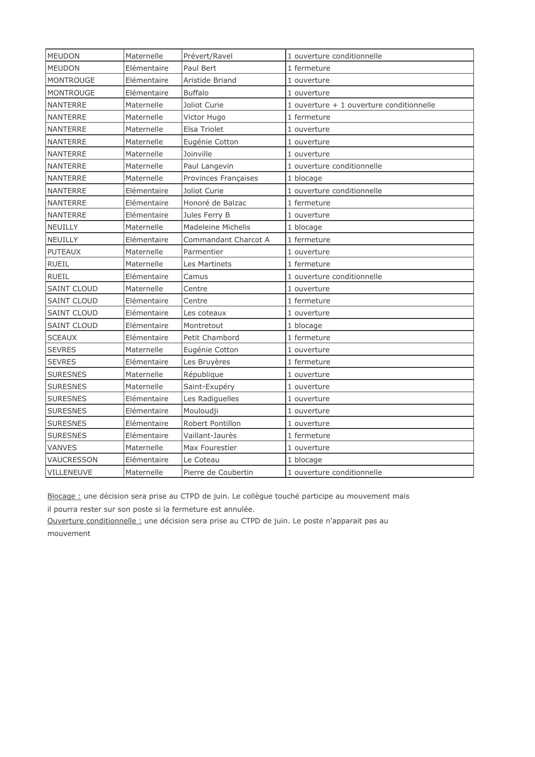| | | | |
|---|---|---|---|
| MEUDON | Maternelle | Prévert/Ravel | 1 ouverture conditionnelle |
| MEUDON | Elémentaire | Paul Bert | 1 fermeture |
| MONTROUGE | Elémentaire | Aristide Briand | 1 ouverture |
| MONTROUGE | Elémentaire | Buffalo | 1 ouverture |
| NANTERRE | Maternelle | Joliot Curie | 1 ouverture + 1 ouverture conditionnelle |
| NANTERRE | Maternelle | Victor Hugo | 1 fermeture |
| NANTERRE | Maternelle | Elsa Triolet | 1 ouverture |
| NANTERRE | Maternelle | Eugénie Cotton | 1 ouverture |
| NANTERRE | Maternelle | Joinville | 1 ouverture |
| NANTERRE | Maternelle | Paul Langevin | 1 ouverture conditionnelle |
| NANTERRE | Maternelle | Provinces Françaises | 1 blocage |
| NANTERRE | Elémentaire | Joliot Curie | 1 ouverture conditionnelle |
| NANTERRE | Elémentaire | Honoré de Balzac | 1 fermeture |
| NANTERRE | Elémentaire | Jules Ferry B | 1 ouverture |
| NEUILLY | Maternelle | Madeleine Michelis | 1 blocage |
| NEUILLY | Elémentaire | Commandant Charcot A | 1 fermeture |
| PUTEAUX | Maternelle | Parmentier | 1 ouverture |
| RUEIL | Maternelle | Les Martinets | 1 fermeture |
| RUEIL | Elémentaire | Camus | 1 ouverture conditionnelle |
| SAINT CLOUD | Maternelle | Centre | 1 ouverture |
| SAINT CLOUD | Elémentaire | Centre | 1 fermeture |
| SAINT CLOUD | Elémentaire | Les coteaux | 1 ouverture |
| SAINT CLOUD | Elémentaire | Montretout | 1 blocage |
| SCEAUX | Elémentaire | Petit Chambord | 1 fermeture |
| SEVRES | Maternelle | Eugénie Cotton | 1 ouverture |
| SEVRES | Elémentaire | Les Bruyères | 1 fermeture |
| SURESNES | Maternelle | République | 1 ouverture |
| SURESNES | Maternelle | Saint-Exupéry | 1 ouverture |
| SURESNES | Elémentaire | Les Radiguelles | 1 ouverture |
| SURESNES | Elémentaire | Mouloudji | 1 ouverture |
| SURESNES | Elémentaire | Robert Pontillon | 1 ouverture |
| SURESNES | Elémentaire | Vaillant-Jaurès | 1 fermeture |
| VANVES | Maternelle | Max Fourestier | 1 ouverture |
| VAUCRESSON | Elémentaire | Le Coteau | 1 blocage |
| VILLENEUVE | Maternelle | Pierre de Coubertin | 1 ouverture conditionnelle |

Blocage : une décision sera prise au CTPD de juin. Le collègue touché participe au mouvement mais il pourra rester sur son poste si la fermeture est annulée.

Ouverture conditionnelle : une décision sera prise au CTPD de juin. Le poste n'apparait pas au mouvement